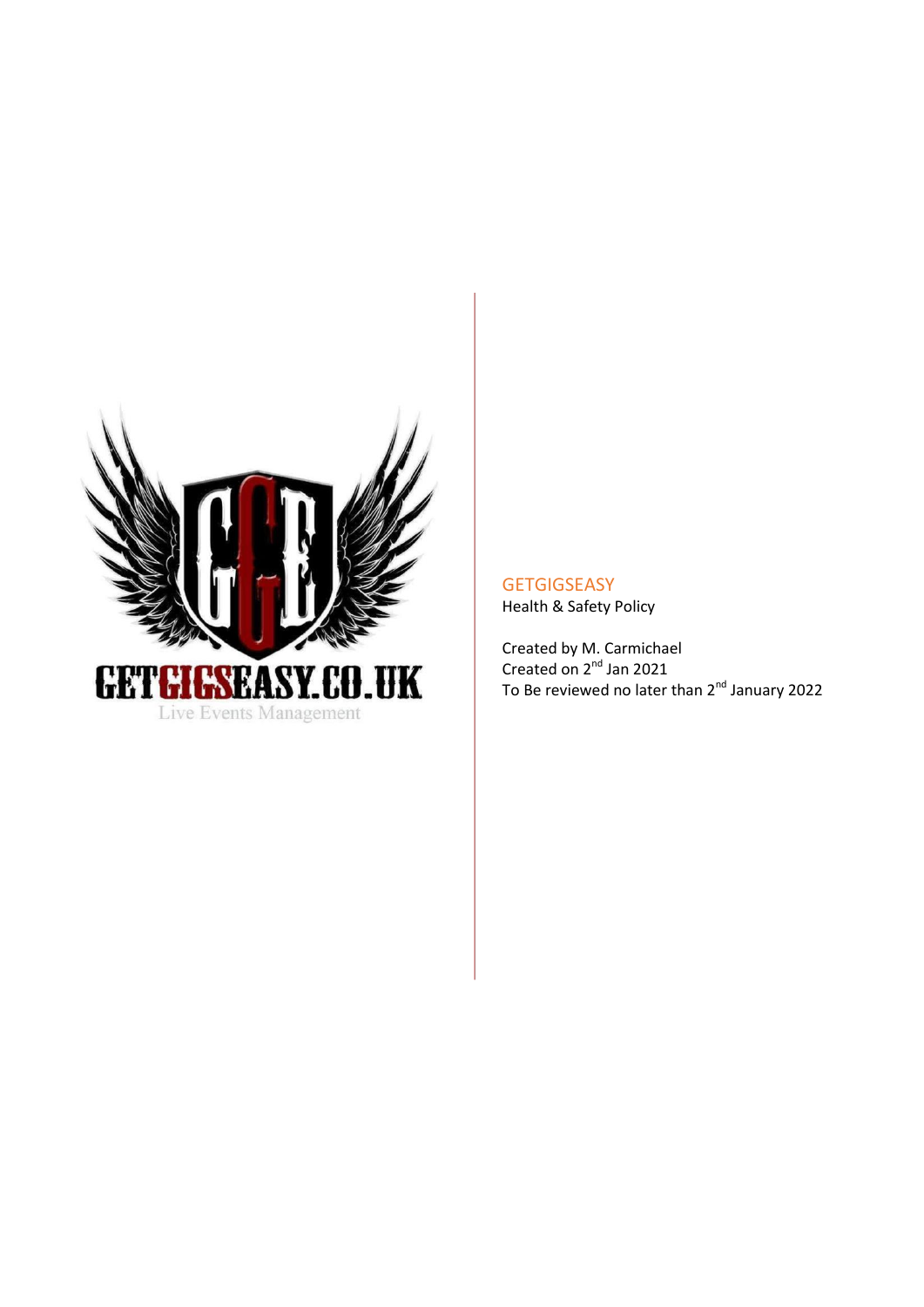GETGIGSEASY.CO.UK

Live Events Management

# GETGIGSEASY

Health & Safety Policy

Created by M. Carmichael
Created on 2nd Jan 2021
To Be reviewed no later than 2nd January 2022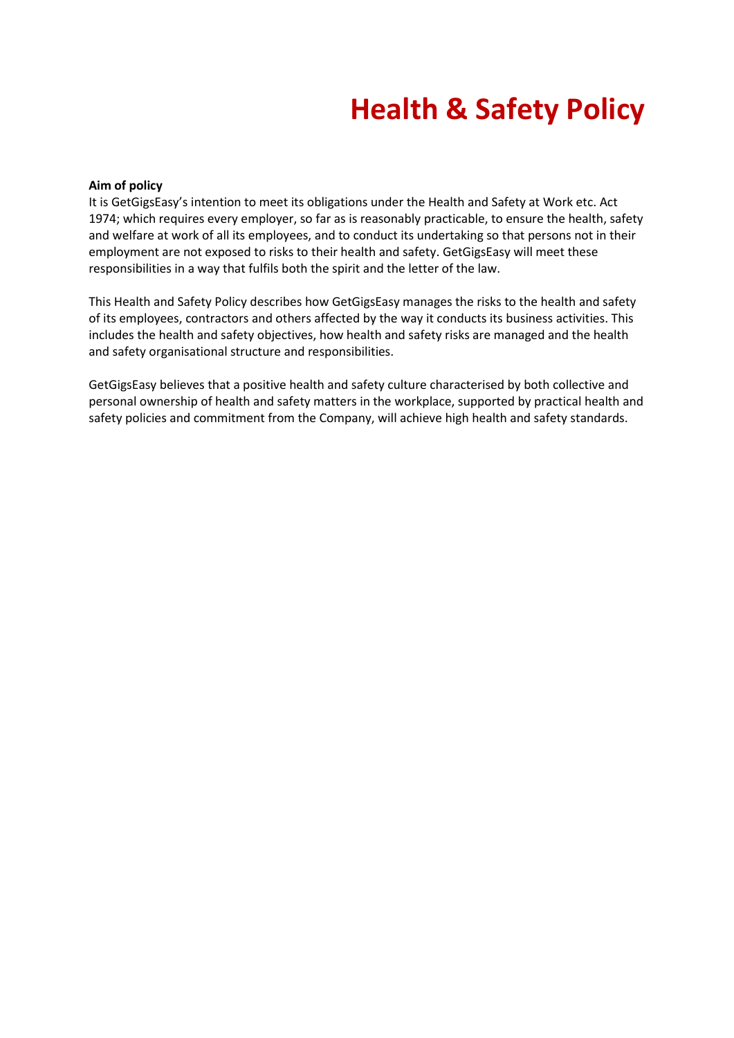# Health & Safety Policy

**Aim of policy**

It is GetGigsEasy's intention to meet its obligations under the Health and Safety at Work etc. Act 1974; which requires every employer, so far as is reasonably practicable, to ensure the health, safety and welfare at work of all its employees, and to conduct its undertaking so that persons not in their employment are not exposed to risks to their health and safety. GetGigsEasy will meet these responsibilities in a way that fulfils both the spirit and the letter of the law.

This Health and Safety Policy describes how GetGigsEasy manages the risks to the health and safety of its employees, contractors and others affected by the way it conducts its business activities. This includes the health and safety objectives, how health and safety risks are managed and the health and safety organisational structure and responsibilities.

GetGigsEasy believes that a positive health and safety culture characterised by both collective and personal ownership of health and safety matters in the workplace, supported by practical health and safety policies and commitment from the Company, will achieve high health and safety standards.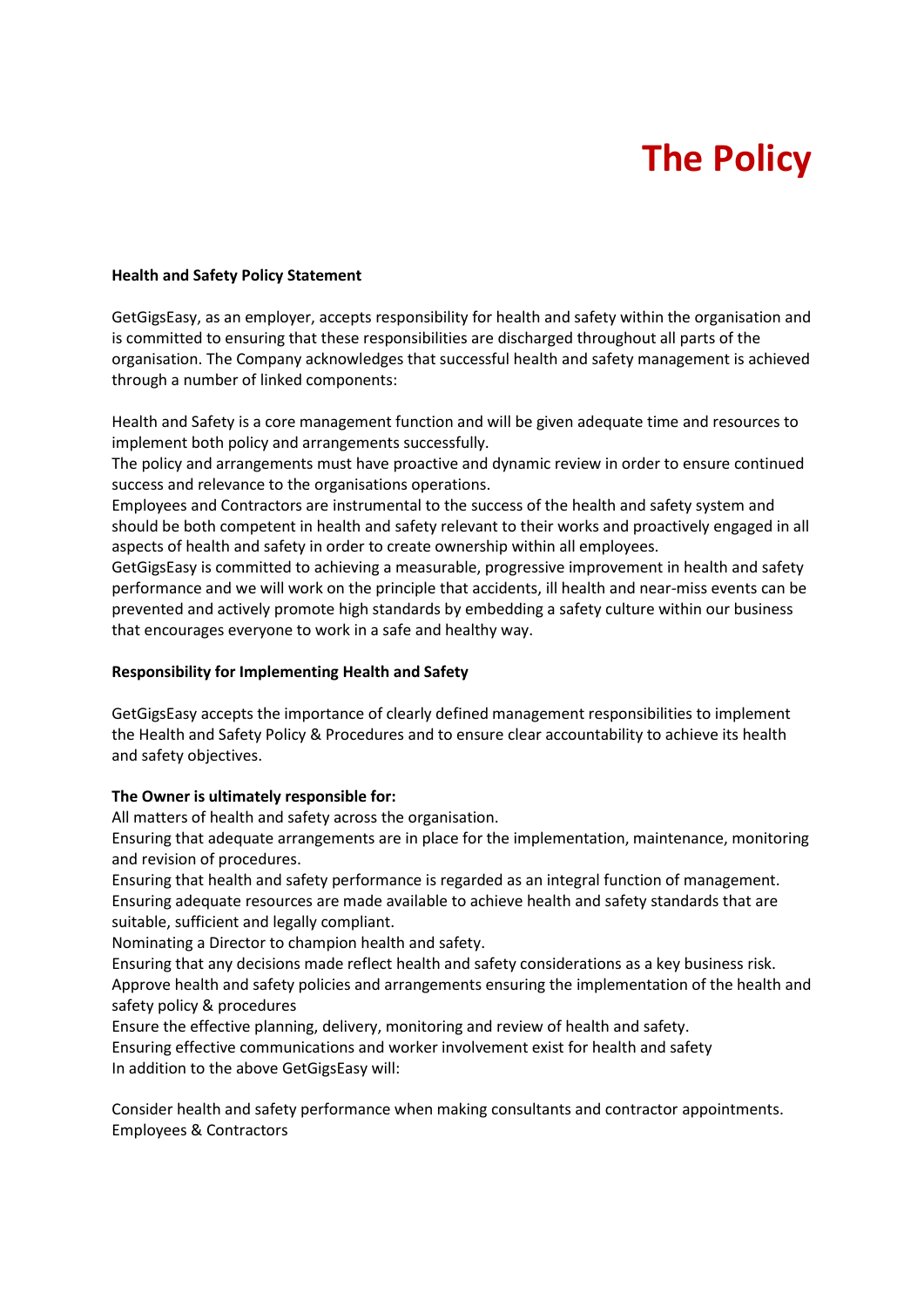# The Policy

**Health and Safety Policy Statement**

GetGigsEasy, as an employer, accepts responsibility for health and safety within the organisation and is committed to ensuring that these responsibilities are discharged throughout all parts of the organisation. The Company acknowledges that successful health and safety management is achieved through a number of linked components:

Health and Safety is a core management function and will be given adequate time and resources to implement both policy and arrangements successfully.
The policy and arrangements must have proactive and dynamic review in order to ensure continued success and relevance to the organisations operations.
Employees and Contractors are instrumental to the success of the health and safety system and should be both competent in health and safety relevant to their works and proactively engaged in all aspects of health and safety in order to create ownership within all employees.
GetGigsEasy is committed to achieving a measurable, progressive improvement in health and safety performance and we will work on the principle that accidents, ill health and near-miss events can be prevented and actively promote high standards by embedding a safety culture within our business that encourages everyone to work in a safe and healthy way.

**Responsibility for Implementing Health and Safety**

GetGigsEasy accepts the importance of clearly defined management responsibilities to implement the Health and Safety Policy & Procedures and to ensure clear accountability to achieve its health and safety objectives.

**The Owner is ultimately responsible for:**
All matters of health and safety across the organisation.
Ensuring that adequate arrangements are in place for the implementation, maintenance, monitoring and revision of procedures.
Ensuring that health and safety performance is regarded as an integral function of management.
Ensuring adequate resources are made available to achieve health and safety standards that are suitable, sufficient and legally compliant.
Nominating a Director to champion health and safety.
Ensuring that any decisions made reflect health and safety considerations as a key business risk.
Approve health and safety policies and arrangements ensuring the implementation of the health and safety policy & procedures
Ensure the effective planning, delivery, monitoring and review of health and safety.
Ensuring effective communications and worker involvement exist for health and safety
In addition to the above GetGigsEasy will:

Consider health and safety performance when making consultants and contractor appointments.
Employees & Contractors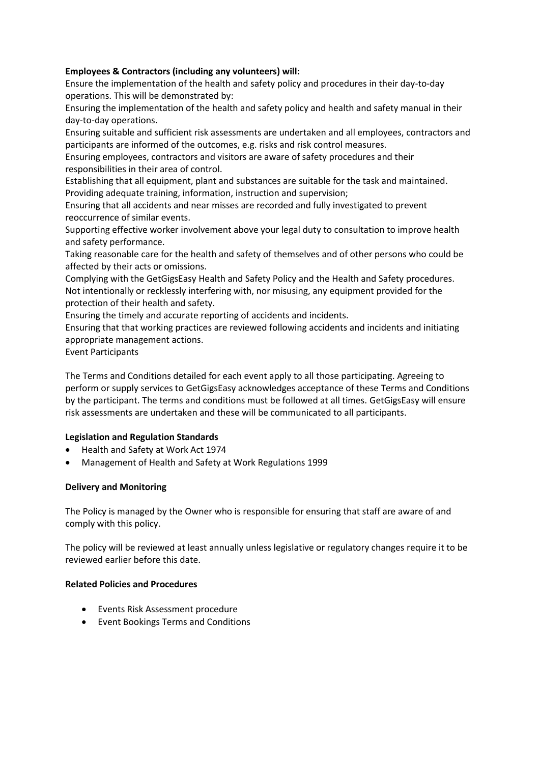**Employees & Contractors (including any volunteers) will:**

Ensure the implementation of the health and safety policy and procedures in their day-to-day operations. This will be demonstrated by:

Ensuring the implementation of the health and safety policy and health and safety manual in their day-to-day operations.

Ensuring suitable and sufficient risk assessments are undertaken and all employees, contractors and participants are informed of the outcomes, e.g. risks and risk control measures.

Ensuring employees, contractors and visitors are aware of safety procedures and their responsibilities in their area of control.

Establishing that all equipment, plant and substances are suitable for the task and maintained.

Providing adequate training, information, instruction and supervision;

Ensuring that all accidents and near misses are recorded and fully investigated to prevent reoccurrence of similar events.

Supporting effective worker involvement above your legal duty to consultation to improve health and safety performance.

Taking reasonable care for the health and safety of themselves and of other persons who could be affected by their acts or omissions.

Complying with the GetGigsEasy Health and Safety Policy and the Health and Safety procedures.

Not intentionally or recklessly interfering with, nor misusing, any equipment provided for the protection of their health and safety.

Ensuring the timely and accurate reporting of accidents and incidents.

Ensuring that that working practices are reviewed following accidents and incidents and initiating appropriate management actions.

Event Participants

The Terms and Conditions detailed for each event apply to all those participating. Agreeing to perform or supply services to GetGigsEasy acknowledges acceptance of these Terms and Conditions by the participant. The terms and conditions must be followed at all times. GetGigsEasy will ensure risk assessments are undertaken and these will be communicated to all participants.

**Legislation and Regulation Standards**

- Health and Safety at Work Act 1974
- Management of Health and Safety at Work Regulations 1999

**Delivery and Monitoring**

The Policy is managed by the Owner who is responsible for ensuring that staff are aware of and comply with this policy.

The policy will be reviewed at least annually unless legislative or regulatory changes require it to be reviewed earlier before this date.

**Related Policies and Procedures**

- Events Risk Assessment procedure
- Event Bookings Terms and Conditions